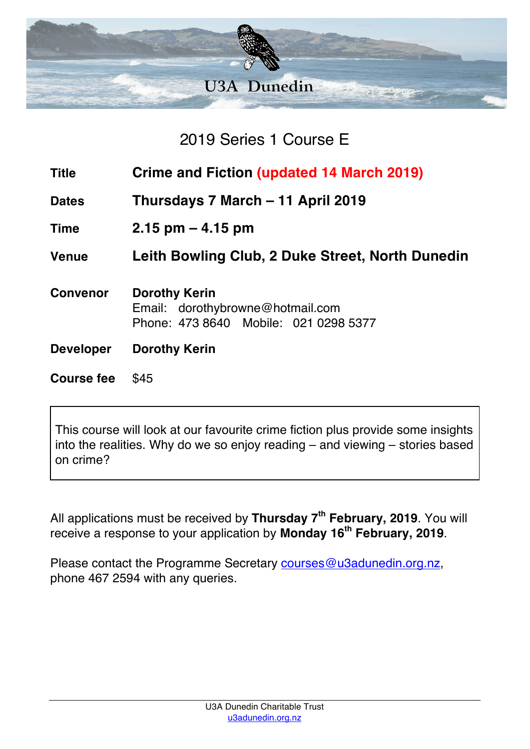# U3A Dunedin

## 2019 Series 1 Course E

| | |
|---|---|
| **Title** | **Crime and Fiction (updated 14 March 2019)** |
| **Dates** | **Thursdays 7 March – 11 April 2019** |
| **Time** | **2.15 pm – 4.15 pm** |
| **Venue** | **Leith Bowling Club, 2 Duke Street, North Dunedin** |
| **Convenor** | **Dorothy Kerin**<br>Email: dorothybrowne@hotmail.com<br>Phone: 473 8640 Mobile: 021 0298 5377 |
| **Developer** | **Dorothy Kerin** |
| **Course fee** | $45 |

This course will look at our favourite crime fiction plus provide some insights into the realities. Why do we so enjoy reading – and viewing – stories based on crime?

All applications must be received by **Thursday 7th February, 2019**. You will receive a response to your application by **Monday 16th February, 2019**.

Please contact the Programme Secretary courses@u3adunedin.org.nz, phone 467 2594 with any queries.

U3A Dunedin Charitable Trust
u3adunedin.org.nz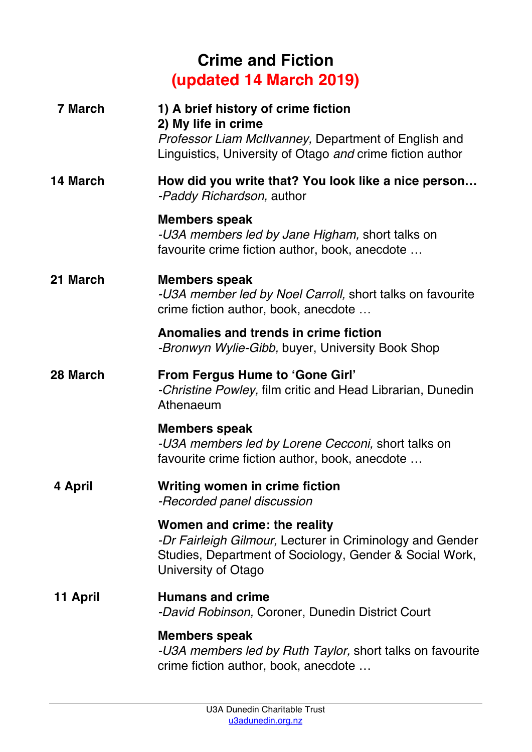# Crime and Fiction

## (updated 14 March 2019)

| | |
|---|---|
| **7 March** | **1) A brief history of crime fiction**<br>**2) My life in crime**<br>*Professor Liam McIlvanney,* Department of English and Linguistics, University of Otago *and* crime fiction author |
| **14 March** | **How did you write that? You look like a nice person…**<br>*-Paddy Richardson,* author |
| | **Members speak**<br>*-U3A members led by Jane Higham,* short talks on favourite crime fiction author, book, anecdote … |
| **21 March** | **Members speak**<br>*-U3A member led by Noel Carroll,* short talks on favourite crime fiction author, book, anecdote … |
| | **Anomalies and trends in crime fiction**<br>*-Bronwyn Wylie-Gibb,* buyer, University Book Shop |
| **28 March** | **From Fergus Hume to 'Gone Girl'**<br>*-Christine Powley,* film critic and Head Librarian, Dunedin Athenaeum |
| | **Members speak**<br>*-U3A members led by Lorene Cecconi,* short talks on favourite crime fiction author, book, anecdote … |
| **4 April** | **Writing women in crime fiction**<br>*-Recorded panel discussion* |
| | **Women and crime: the reality**<br>*-Dr Fairleigh Gilmour,* Lecturer in Criminology and Gender Studies, Department of Sociology, Gender & Social Work, University of Otago |
| **11 April** | **Humans and crime**<br>*-David Robinson,* Coroner, Dunedin District Court |
| | **Members speak**<br>*-U3A members led by Ruth Taylor,* short talks on favourite crime fiction author, book, anecdote … |

U3A Dunedin Charitable Trust
u3adunedin.org.nz